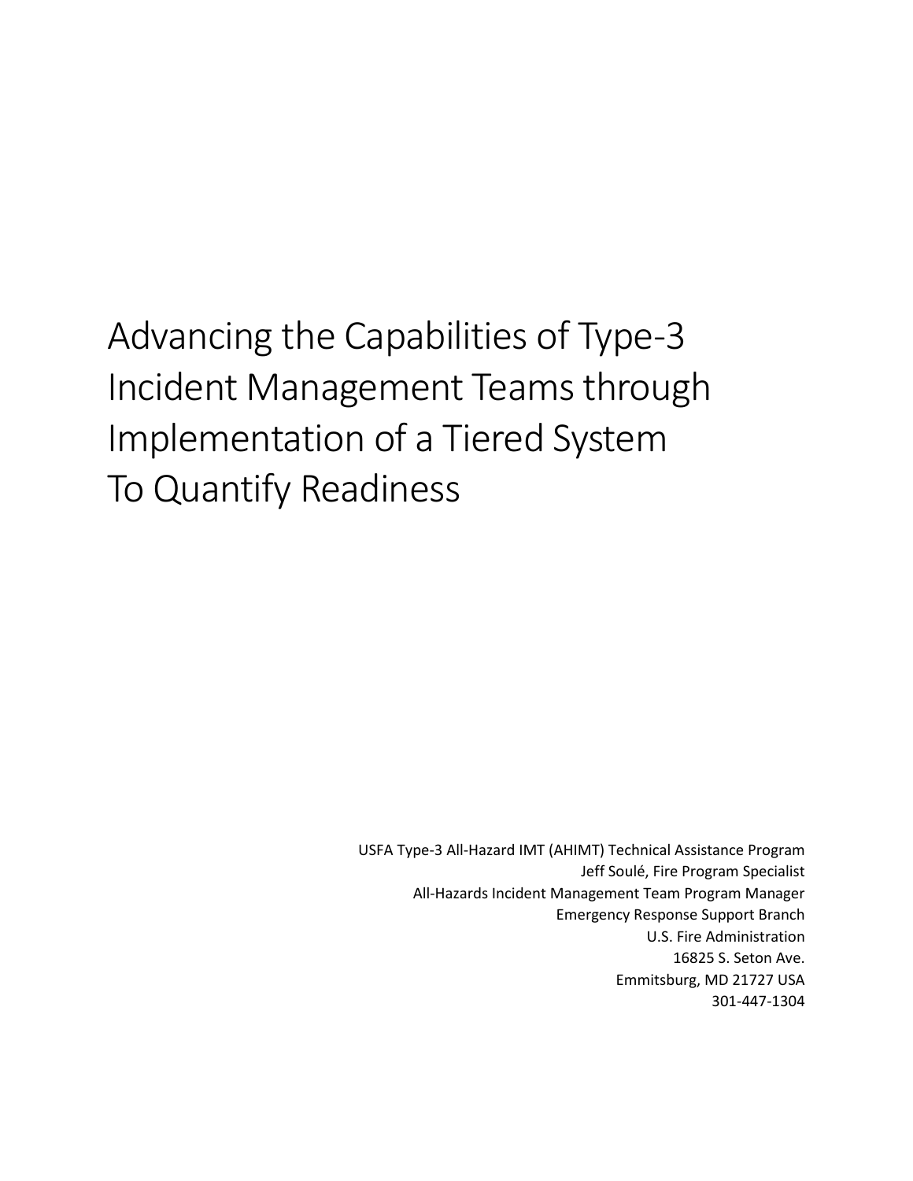# Advancing the Capabilities of Type-3 Incident Management Teams through Implementation of a Tiered System To Quantify Readiness

USFA Type-3 All-Hazard IMT (AHIMT) Technical Assistance Program
Jeff Soulé, Fire Program Specialist
All-Hazards Incident Management Team Program Manager
Emergency Response Support Branch
U.S. Fire Administration
16825 S. Seton Ave.
Emmitsburg, MD 21727 USA
301-447-1304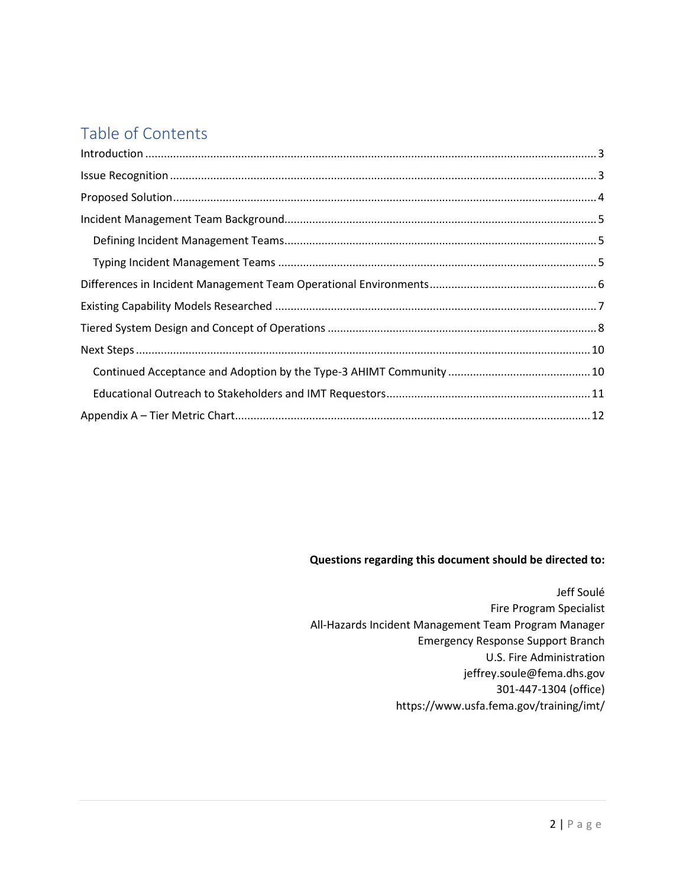# Table of Contents

Introduction ..... 3

Issue Recognition ..... 3

Proposed Solution ..... 4

Incident Management Team Background ..... 5

- Defining Incident Management Teams ..... 5
- Typing Incident Management Teams ..... 5

Differences in Incident Management Team Operational Environments ..... 6

Existing Capability Models Researched ..... 7

Tiered System Design and Concept of Operations ..... 8

Next Steps ..... 10

- Continued Acceptance and Adoption by the Type-3 AHIMT Community ..... 10
- Educational Outreach to Stakeholders and IMT Requestors ..... 11

Appendix A – Tier Metric Chart ..... 12

**Questions regarding this document should be directed to:**

Jeff Soulé
Fire Program Specialist
All-Hazards Incident Management Team Program Manager
Emergency Response Support Branch
U.S. Fire Administration
jeffrey.soule@fema.dhs.gov
301-447-1304 (office)
https://www.usfa.fema.gov/training/imt/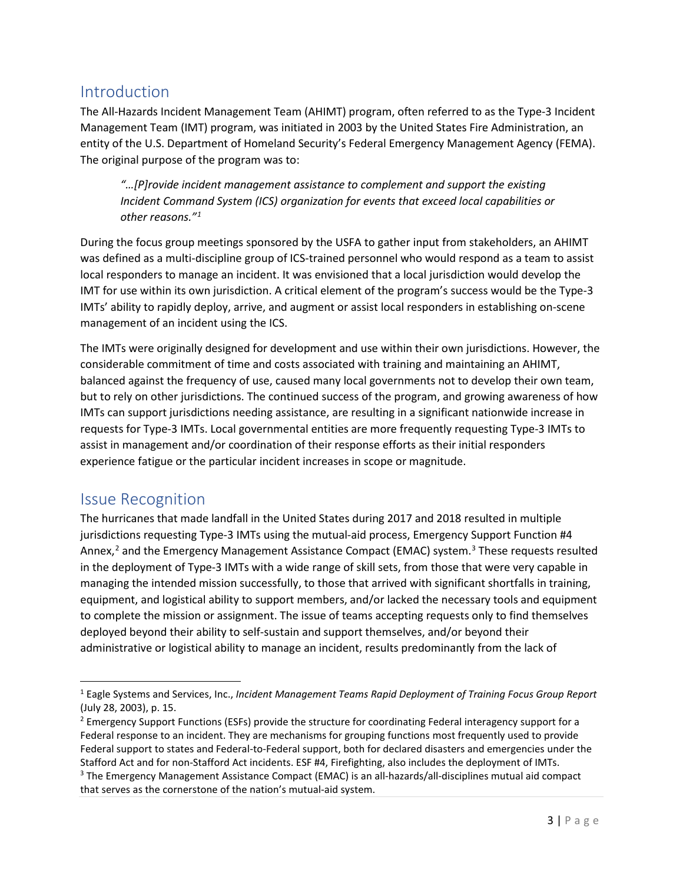## Introduction

The All-Hazards Incident Management Team (AHIMT) program, often referred to as the Type-3 Incident Management Team (IMT) program, was initiated in 2003 by the United States Fire Administration, an entity of the U.S. Department of Homeland Security's Federal Emergency Management Agency (FEMA). The original purpose of the program was to:

> *"…[P]rovide incident management assistance to complement and support the existing Incident Command System (ICS) organization for events that exceed local capabilities or other reasons."*[1]

During the focus group meetings sponsored by the USFA to gather input from stakeholders, an AHIMT was defined as a multi-discipline group of ICS-trained personnel who would respond as a team to assist local responders to manage an incident. It was envisioned that a local jurisdiction would develop the IMT for use within its own jurisdiction. A critical element of the program's success would be the Type-3 IMTs' ability to rapidly deploy, arrive, and augment or assist local responders in establishing on-scene management of an incident using the ICS.

The IMTs were originally designed for development and use within their own jurisdictions. However, the considerable commitment of time and costs associated with training and maintaining an AHIMT, balanced against the frequency of use, caused many local governments not to develop their own team, but to rely on other jurisdictions. The continued success of the program, and growing awareness of how IMTs can support jurisdictions needing assistance, are resulting in a significant nationwide increase in requests for Type-3 IMTs. Local governmental entities are more frequently requesting Type-3 IMTs to assist in management and/or coordination of their response efforts as their initial responders experience fatigue or the particular incident increases in scope or magnitude.

## Issue Recognition

The hurricanes that made landfall in the United States during 2017 and 2018 resulted in multiple jurisdictions requesting Type-3 IMTs using the mutual-aid process, Emergency Support Function #4 Annex,[2] and the Emergency Management Assistance Compact (EMAC) system.[3] These requests resulted in the deployment of Type-3 IMTs with a wide range of skill sets, from those that were very capable in managing the intended mission successfully, to those that arrived with significant shortfalls in training, equipment, and logistical ability to support members, and/or lacked the necessary tools and equipment to complete the mission or assignment. The issue of teams accepting requests only to find themselves deployed beyond their ability to self-sustain and support themselves, and/or beyond their administrative or logistical ability to manage an incident, results predominantly from the lack of

---

[1] Eagle Systems and Services, Inc., *Incident Management Teams Rapid Deployment of Training Focus Group Report* (July 28, 2003), p. 15.

[2] Emergency Support Functions (ESFs) provide the structure for coordinating Federal interagency support for a Federal response to an incident. They are mechanisms for grouping functions most frequently used to provide Federal support to states and Federal-to-Federal support, both for declared disasters and emergencies under the Stafford Act and for non-Stafford Act incidents. ESF #4, Firefighting, also includes the deployment of IMTs.

[3] The Emergency Management Assistance Compact (EMAC) is an all-hazards/all-disciplines mutual aid compact that serves as the cornerstone of the nation's mutual-aid system.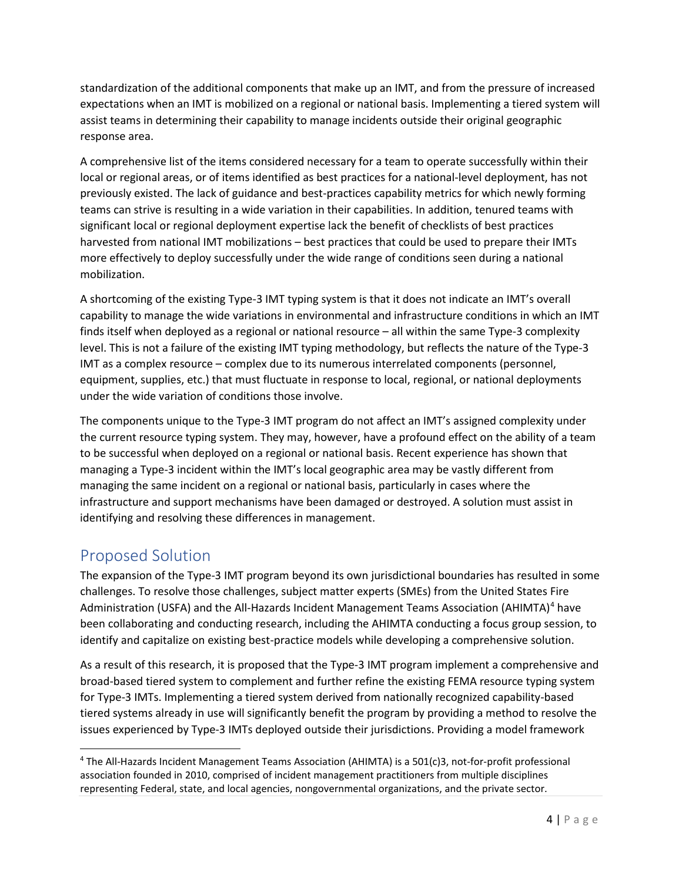standardization of the additional components that make up an IMT, and from the pressure of increased expectations when an IMT is mobilized on a regional or national basis. Implementing a tiered system will assist teams in determining their capability to manage incidents outside their original geographic response area.

A comprehensive list of the items considered necessary for a team to operate successfully within their local or regional areas, or of items identified as best practices for a national-level deployment, has not previously existed. The lack of guidance and best-practices capability metrics for which newly forming teams can strive is resulting in a wide variation in their capabilities. In addition, tenured teams with significant local or regional deployment expertise lack the benefit of checklists of best practices harvested from national IMT mobilizations – best practices that could be used to prepare their IMTs more effectively to deploy successfully under the wide range of conditions seen during a national mobilization.

A shortcoming of the existing Type-3 IMT typing system is that it does not indicate an IMT's overall capability to manage the wide variations in environmental and infrastructure conditions in which an IMT finds itself when deployed as a regional or national resource – all within the same Type-3 complexity level. This is not a failure of the existing IMT typing methodology, but reflects the nature of the Type-3 IMT as a complex resource – complex due to its numerous interrelated components (personnel, equipment, supplies, etc.) that must fluctuate in response to local, regional, or national deployments under the wide variation of conditions those involve.

The components unique to the Type-3 IMT program do not affect an IMT's assigned complexity under the current resource typing system. They may, however, have a profound effect on the ability of a team to be successful when deployed on a regional or national basis. Recent experience has shown that managing a Type-3 incident within the IMT's local geographic area may be vastly different from managing the same incident on a regional or national basis, particularly in cases where the infrastructure and support mechanisms have been damaged or destroyed. A solution must assist in identifying and resolving these differences in management.

## Proposed Solution

The expansion of the Type-3 IMT program beyond its own jurisdictional boundaries has resulted in some challenges. To resolve those challenges, subject matter experts (SMEs) from the United States Fire Administration (USFA) and the All-Hazards Incident Management Teams Association (AHIMTA)[4] have been collaborating and conducting research, including the AHIMTA conducting a focus group session, to identify and capitalize on existing best-practice models while developing a comprehensive solution.

As a result of this research, it is proposed that the Type-3 IMT program implement a comprehensive and broad-based tiered system to complement and further refine the existing FEMA resource typing system for Type-3 IMTs. Implementing a tiered system derived from nationally recognized capability-based tiered systems already in use will significantly benefit the program by providing a method to resolve the issues experienced by Type-3 IMTs deployed outside their jurisdictions. Providing a model framework

[4] The All-Hazards Incident Management Teams Association (AHIMTA) is a 501(c)3, not-for-profit professional association founded in 2010, comprised of incident management practitioners from multiple disciplines representing Federal, state, and local agencies, nongovernmental organizations, and the private sector.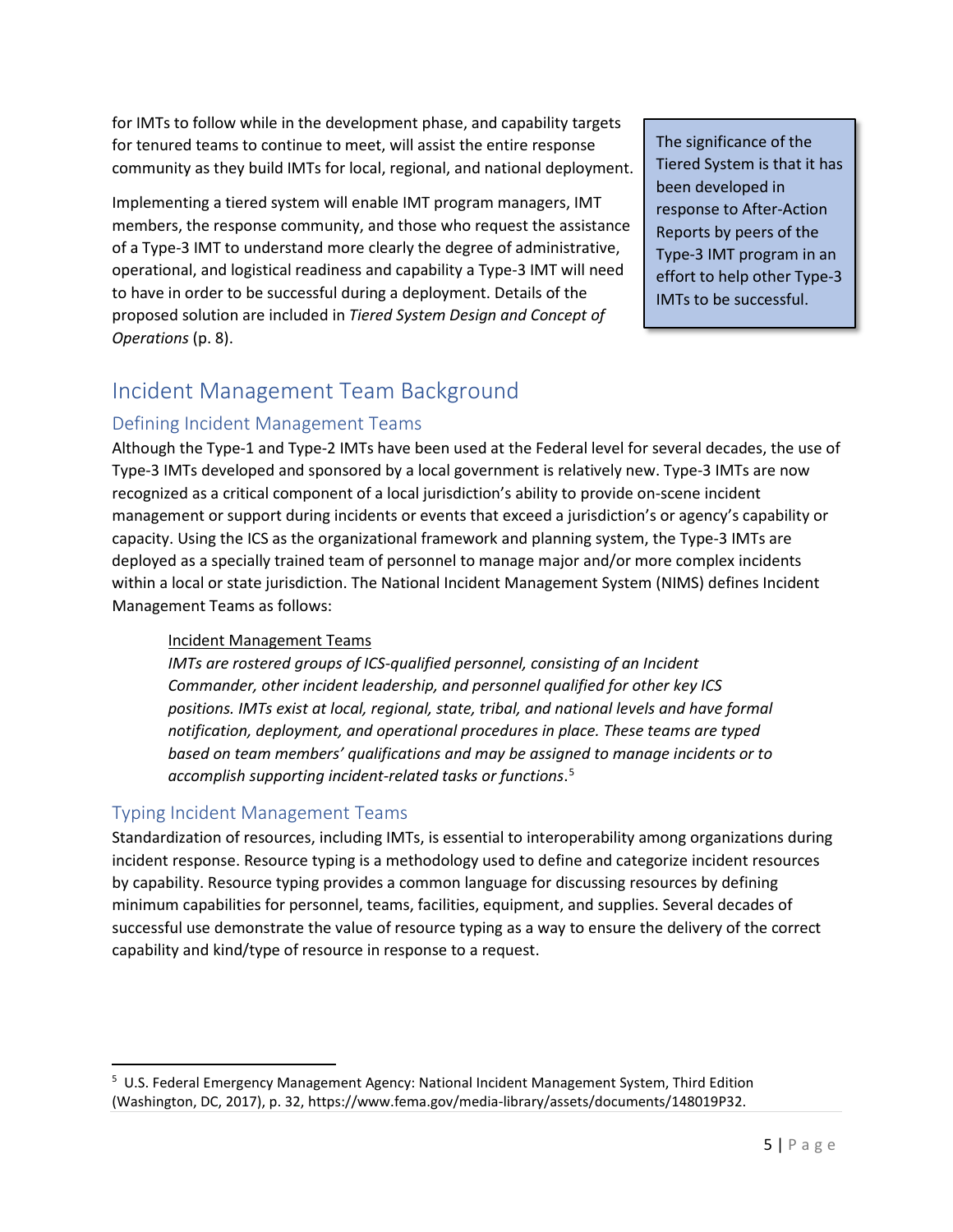for IMTs to follow while in the development phase, and capability targets for tenured teams to continue to meet, will assist the entire response community as they build IMTs for local, regional, and national deployment.

Implementing a tiered system will enable IMT program managers, IMT members, the response community, and those who request the assistance of a Type-3 IMT to understand more clearly the degree of administrative, operational, and logistical readiness and capability a Type-3 IMT will need to have in order to be successful during a deployment. Details of the proposed solution are included in *Tiered System Design and Concept of Operations* (p. 8).

> The significance of the Tiered System is that it has been developed in response to After-Action Reports by peers of the Type-3 IMT program in an effort to help other Type-3 IMTs to be successful.

# Incident Management Team Background

## Defining Incident Management Teams

Although the Type-1 and Type-2 IMTs have been used at the Federal level for several decades, the use of Type-3 IMTs developed and sponsored by a local government is relatively new. Type-3 IMTs are now recognized as a critical component of a local jurisdiction's ability to provide on-scene incident management or support during incidents or events that exceed a jurisdiction's or agency's capability or capacity. Using the ICS as the organizational framework and planning system, the Type-3 IMTs are deployed as a specially trained team of personnel to manage major and/or more complex incidents within a local or state jurisdiction. The National Incident Management System (NIMS) defines Incident Management Teams as follows:

> <u>Incident Management Teams</u>
>
> *IMTs are rostered groups of ICS-qualified personnel, consisting of an Incident Commander, other incident leadership, and personnel qualified for other key ICS positions. IMTs exist at local, regional, state, tribal, and national levels and have formal notification, deployment, and operational procedures in place. These teams are typed based on team members' qualifications and may be assigned to manage incidents or to accomplish supporting incident-related tasks or functions*.[5]

## Typing Incident Management Teams

Standardization of resources, including IMTs, is essential to interoperability among organizations during incident response. Resource typing is a methodology used to define and categorize incident resources by capability. Resource typing provides a common language for discussing resources by defining minimum capabilities for personnel, teams, facilities, equipment, and supplies. Several decades of successful use demonstrate the value of resource typing as a way to ensure the delivery of the correct capability and kind/type of resource in response to a request.

---

[5] U.S. Federal Emergency Management Agency: National Incident Management System, Third Edition (Washington, DC, 2017), p. 32, https://www.fema.gov/media-library/assets/documents/148019P32.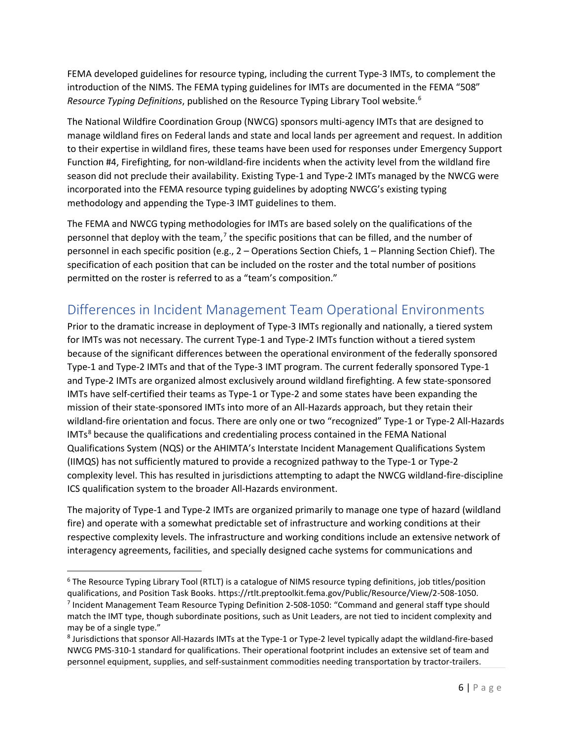FEMA developed guidelines for resource typing, including the current Type-3 IMTs, to complement the introduction of the NIMS. The FEMA typing guidelines for IMTs are documented in the FEMA "508" *Resource Typing Definitions*, published on the Resource Typing Library Tool website.[6]

The National Wildfire Coordination Group (NWCG) sponsors multi-agency IMTs that are designed to manage wildland fires on Federal lands and state and local lands per agreement and request. In addition to their expertise in wildland fires, these teams have been used for responses under Emergency Support Function #4, Firefighting, for non-wildland-fire incidents when the activity level from the wildland fire season did not preclude their availability. Existing Type-1 and Type-2 IMTs managed by the NWCG were incorporated into the FEMA resource typing guidelines by adopting NWCG's existing typing methodology and appending the Type-3 IMT guidelines to them.

The FEMA and NWCG typing methodologies for IMTs are based solely on the qualifications of the personnel that deploy with the team,[7] the specific positions that can be filled, and the number of personnel in each specific position (e.g., 2 – Operations Section Chiefs, 1 – Planning Section Chief). The specification of each position that can be included on the roster and the total number of positions permitted on the roster is referred to as a "team's composition."

## Differences in Incident Management Team Operational Environments

Prior to the dramatic increase in deployment of Type-3 IMTs regionally and nationally, a tiered system for IMTs was not necessary. The current Type-1 and Type-2 IMTs function without a tiered system because of the significant differences between the operational environment of the federally sponsored Type-1 and Type-2 IMTs and that of the Type-3 IMT program. The current federally sponsored Type-1 and Type-2 IMTs are organized almost exclusively around wildland firefighting. A few state-sponsored IMTs have self-certified their teams as Type-1 or Type-2 and some states have been expanding the mission of their state-sponsored IMTs into more of an All-Hazards approach, but they retain their wildland-fire orientation and focus. There are only one or two "recognized" Type-1 or Type-2 All-Hazards IMTs[8] because the qualifications and credentialing process contained in the FEMA National Qualifications System (NQS) or the AHIMTA's Interstate Incident Management Qualifications System (IIMQS) has not sufficiently matured to provide a recognized pathway to the Type-1 or Type-2 complexity level. This has resulted in jurisdictions attempting to adapt the NWCG wildland-fire-discipline ICS qualification system to the broader All-Hazards environment.

The majority of Type-1 and Type-2 IMTs are organized primarily to manage one type of hazard (wildland fire) and operate with a somewhat predictable set of infrastructure and working conditions at their respective complexity levels. The infrastructure and working conditions include an extensive network of interagency agreements, facilities, and specially designed cache systems for communications and

---

[6] The Resource Typing Library Tool (RTLT) is a catalogue of NIMS resource typing definitions, job titles/position qualifications, and Position Task Books. https://rtlt.preptoolkit.fema.gov/Public/Resource/View/2-508-1050.

[7] Incident Management Team Resource Typing Definition 2-508-1050: "Command and general staff type should match the IMT type, though subordinate positions, such as Unit Leaders, are not tied to incident complexity and may be of a single type."

[8] Jurisdictions that sponsor All-Hazards IMTs at the Type-1 or Type-2 level typically adapt the wildland-fire-based NWCG PMS-310-1 standard for qualifications. Their operational footprint includes an extensive set of team and personnel equipment, supplies, and self-sustainment commodities needing transportation by tractor-trailers.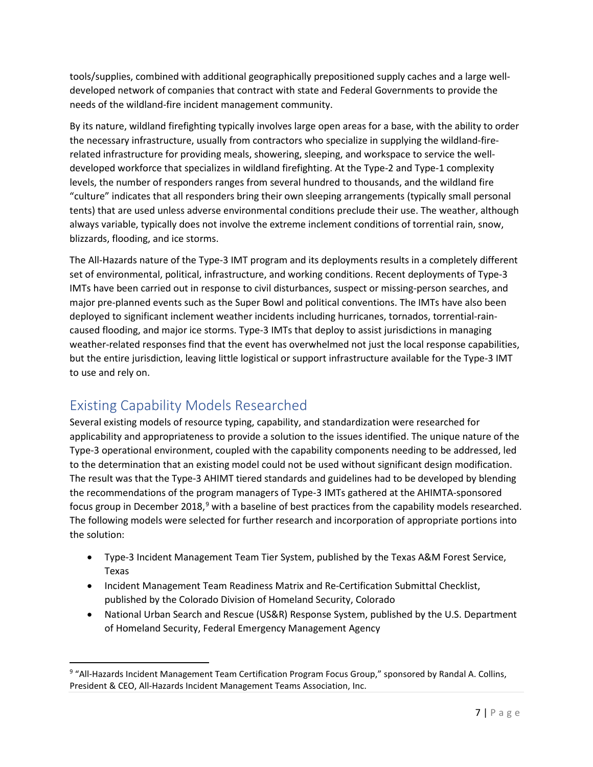tools/supplies, combined with additional geographically prepositioned supply caches and a large well-developed network of companies that contract with state and Federal Governments to provide the needs of the wildland-fire incident management community.

By its nature, wildland firefighting typically involves large open areas for a base, with the ability to order the necessary infrastructure, usually from contractors who specialize in supplying the wildland-fire-related infrastructure for providing meals, showering, sleeping, and workspace to service the well-developed workforce that specializes in wildland firefighting. At the Type-2 and Type-1 complexity levels, the number of responders ranges from several hundred to thousands, and the wildland fire "culture" indicates that all responders bring their own sleeping arrangements (typically small personal tents) that are used unless adverse environmental conditions preclude their use. The weather, although always variable, typically does not involve the extreme inclement conditions of torrential rain, snow, blizzards, flooding, and ice storms.

The All-Hazards nature of the Type-3 IMT program and its deployments results in a completely different set of environmental, political, infrastructure, and working conditions. Recent deployments of Type-3 IMTs have been carried out in response to civil disturbances, suspect or missing-person searches, and major pre-planned events such as the Super Bowl and political conventions. The IMTs have also been deployed to significant inclement weather incidents including hurricanes, tornados, torrential-rain-caused flooding, and major ice storms. Type-3 IMTs that deploy to assist jurisdictions in managing weather-related responses find that the event has overwhelmed not just the local response capabilities, but the entire jurisdiction, leaving little logistical or support infrastructure available for the Type-3 IMT to use and rely on.

## Existing Capability Models Researched

Several existing models of resource typing, capability, and standardization were researched for applicability and appropriateness to provide a solution to the issues identified. The unique nature of the Type-3 operational environment, coupled with the capability components needing to be addressed, led to the determination that an existing model could not be used without significant design modification. The result was that the Type-3 AHIMT tiered standards and guidelines had to be developed by blending the recommendations of the program managers of Type-3 IMTs gathered at the AHIMTA-sponsored focus group in December 2018,[9] with a baseline of best practices from the capability models researched. The following models were selected for further research and incorporation of appropriate portions into the solution:

- Type-3 Incident Management Team Tier System, published by the Texas A&M Forest Service, Texas
- Incident Management Team Readiness Matrix and Re-Certification Submittal Checklist, published by the Colorado Division of Homeland Security, Colorado
- National Urban Search and Rescue (US&R) Response System, published by the U.S. Department of Homeland Security, Federal Emergency Management Agency

[9] "All-Hazards Incident Management Team Certification Program Focus Group," sponsored by Randal A. Collins, President & CEO, All-Hazards Incident Management Teams Association, Inc.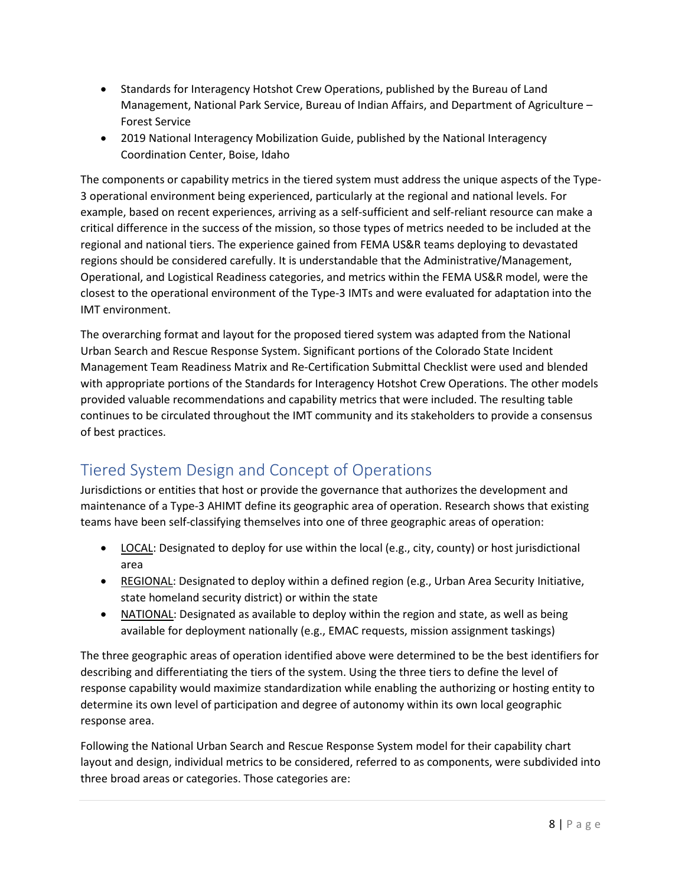- Standards for Interagency Hotshot Crew Operations, published by the Bureau of Land Management, National Park Service, Bureau of Indian Affairs, and Department of Agriculture – Forest Service
- 2019 National Interagency Mobilization Guide, published by the National Interagency Coordination Center, Boise, Idaho

The components or capability metrics in the tiered system must address the unique aspects of the Type-3 operational environment being experienced, particularly at the regional and national levels. For example, based on recent experiences, arriving as a self-sufficient and self-reliant resource can make a critical difference in the success of the mission, so those types of metrics needed to be included at the regional and national tiers. The experience gained from FEMA US&R teams deploying to devastated regions should be considered carefully. It is understandable that the Administrative/Management, Operational, and Logistical Readiness categories, and metrics within the FEMA US&R model, were the closest to the operational environment of the Type-3 IMTs and were evaluated for adaptation into the IMT environment.

The overarching format and layout for the proposed tiered system was adapted from the National Urban Search and Rescue Response System. Significant portions of the Colorado State Incident Management Team Readiness Matrix and Re-Certification Submittal Checklist were used and blended with appropriate portions of the Standards for Interagency Hotshot Crew Operations. The other models provided valuable recommendations and capability metrics that were included. The resulting table continues to be circulated throughout the IMT community and its stakeholders to provide a consensus of best practices.

## Tiered System Design and Concept of Operations

Jurisdictions or entities that host or provide the governance that authorizes the development and maintenance of a Type-3 AHIMT define its geographic area of operation. Research shows that existing teams have been self-classifying themselves into one of three geographic areas of operation:

- LOCAL: Designated to deploy for use within the local (e.g., city, county) or host jurisdictional area
- REGIONAL: Designated to deploy within a defined region (e.g., Urban Area Security Initiative, state homeland security district) or within the state
- NATIONAL: Designated as available to deploy within the region and state, as well as being available for deployment nationally (e.g., EMAC requests, mission assignment taskings)

The three geographic areas of operation identified above were determined to be the best identifiers for describing and differentiating the tiers of the system. Using the three tiers to define the level of response capability would maximize standardization while enabling the authorizing or hosting entity to determine its own level of participation and degree of autonomy within its own local geographic response area.

Following the National Urban Search and Rescue Response System model for their capability chart layout and design, individual metrics to be considered, referred to as components, were subdivided into three broad areas or categories. Those categories are: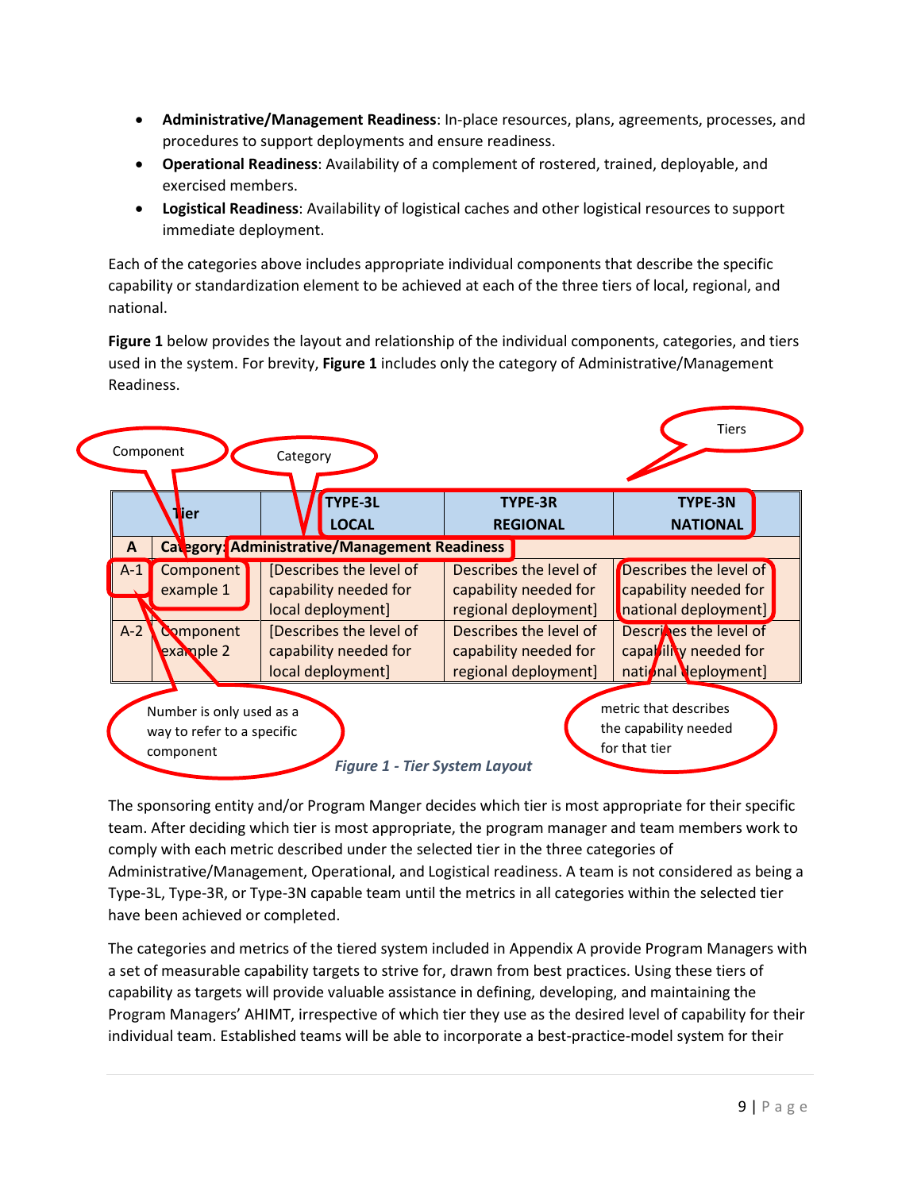- **Administrative/Management Readiness**: In-place resources, plans, agreements, processes, and procedures to support deployments and ensure readiness.
- **Operational Readiness**: Availability of a complement of rostered, trained, deployable, and exercised members.
- **Logistical Readiness**: Availability of logistical caches and other logistical resources to support immediate deployment.

Each of the categories above includes appropriate individual components that describe the specific capability or standardization element to be achieved at each of the three tiers of local, regional, and national.

**Figure 1** below provides the layout and relationship of the individual components, categories, and tiers used in the system. For brevity, **Figure 1** includes only the category of Administrative/Management Readiness.

Component — Category — Tiers

| Tier | | TYPE-3L LOCAL | TYPE-3R REGIONAL | TYPE-3N NATIONAL |
|---|---|---|---|---|
| **A** | **Category: Administrative/Management Readiness** | | | |
| A-1 | Component example 1 | [Describes the level of capability needed for local deployment] | Describes the level of capability needed for regional deployment] | Describes the level of capability needed for national deployment] |
| A-2 | Component example 2 | [Describes the level of capability needed for local deployment] | Describes the level of capability needed for regional deployment] | Describes the level of capability needed for national deployment] |

Number is only used as a way to refer to a specific component

metric that describes the capability needed for that tier

*Figure 1 - Tier System Layout*

The sponsoring entity and/or Program Manger decides which tier is most appropriate for their specific team. After deciding which tier is most appropriate, the program manager and team members work to comply with each metric described under the selected tier in the three categories of Administrative/Management, Operational, and Logistical readiness. A team is not considered as being a Type-3L, Type-3R, or Type-3N capable team until the metrics in all categories within the selected tier have been achieved or completed.

The categories and metrics of the tiered system included in Appendix A provide Program Managers with a set of measurable capability targets to strive for, drawn from best practices. Using these tiers of capability as targets will provide valuable assistance in defining, developing, and maintaining the Program Managers' AHIMT, irrespective of which tier they use as the desired level of capability for their individual team. Established teams will be able to incorporate a best-practice-model system for their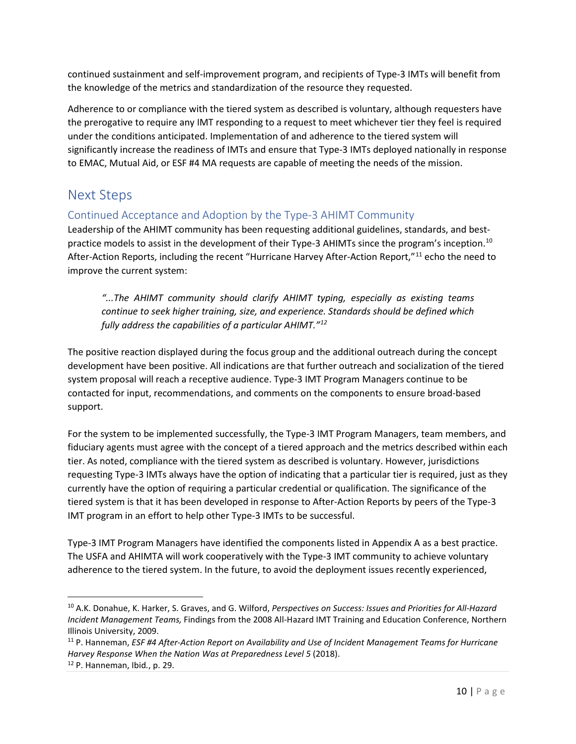continued sustainment and self-improvement program, and recipients of Type-3 IMTs will benefit from the knowledge of the metrics and standardization of the resource they requested.

Adherence to or compliance with the tiered system as described is voluntary, although requesters have the prerogative to require any IMT responding to a request to meet whichever tier they feel is required under the conditions anticipated. Implementation of and adherence to the tiered system will significantly increase the readiness of IMTs and ensure that Type-3 IMTs deployed nationally in response to EMAC, Mutual Aid, or ESF #4 MA requests are capable of meeting the needs of the mission.

## Next Steps

### Continued Acceptance and Adoption by the Type-3 AHIMT Community

Leadership of the AHIMT community has been requesting additional guidelines, standards, and best-practice models to assist in the development of their Type-3 AHIMTs since the program's inception.[10] After-Action Reports, including the recent "Hurricane Harvey After-Action Report,"[11] echo the need to improve the current system:

> *"...The AHIMT community should clarify AHIMT typing, especially as existing teams continue to seek higher training, size, and experience. Standards should be defined which fully address the capabilities of a particular AHIMT."*[12]

The positive reaction displayed during the focus group and the additional outreach during the concept development have been positive. All indications are that further outreach and socialization of the tiered system proposal will reach a receptive audience. Type-3 IMT Program Managers continue to be contacted for input, recommendations, and comments on the components to ensure broad-based support.

For the system to be implemented successfully, the Type-3 IMT Program Managers, team members, and fiduciary agents must agree with the concept of a tiered approach and the metrics described within each tier. As noted, compliance with the tiered system as described is voluntary. However, jurisdictions requesting Type-3 IMTs always have the option of indicating that a particular tier is required, just as they currently have the option of requiring a particular credential or qualification. The significance of the tiered system is that it has been developed in response to After-Action Reports by peers of the Type-3 IMT program in an effort to help other Type-3 IMTs to be successful.

Type-3 IMT Program Managers have identified the components listed in Appendix A as a best practice. The USFA and AHIMTA will work cooperatively with the Type-3 IMT community to achieve voluntary adherence to the tiered system. In the future, to avoid the deployment issues recently experienced,

---

[10] A.K. Donahue, K. Harker, S. Graves, and G. Wilford, *Perspectives on Success: Issues and Priorities for All-Hazard Incident Management Teams,* Findings from the 2008 All-Hazard IMT Training and Education Conference, Northern Illinois University, 2009.

[11] P. Hanneman, *ESF #4 After-Action Report on Availability and Use of Incident Management Teams for Hurricane Harvey Response When the Nation Was at Preparedness Level 5* (2018).

[12] P. Hanneman, Ibid., p. 29.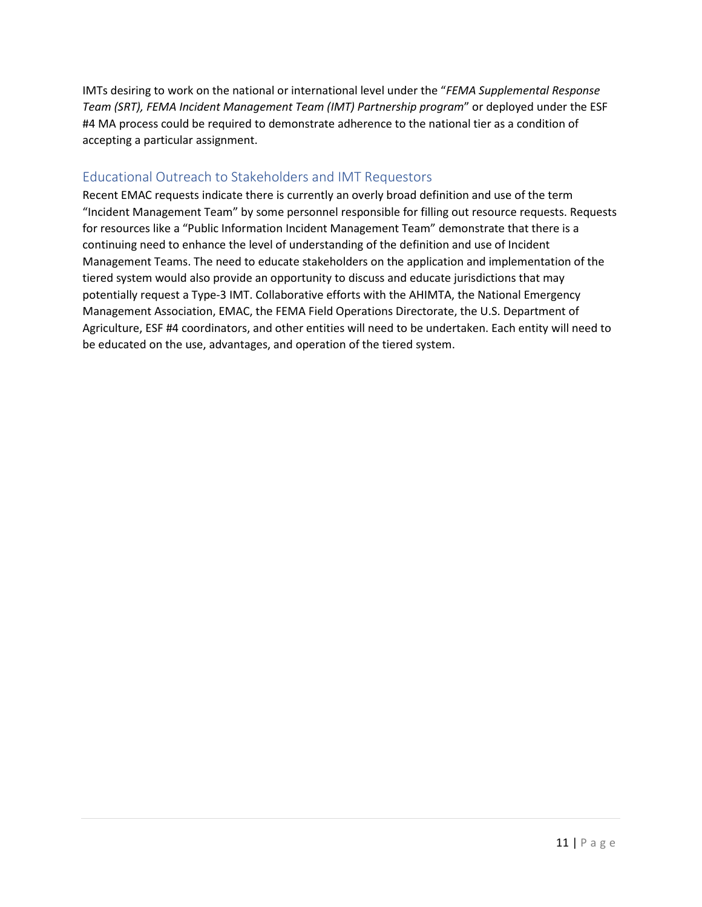IMTs desiring to work on the national or international level under the "*FEMA Supplemental Response Team (SRT), FEMA Incident Management Team (IMT) Partnership program*" or deployed under the ESF #4 MA process could be required to demonstrate adherence to the national tier as a condition of accepting a particular assignment.

## Educational Outreach to Stakeholders and IMT Requestors

Recent EMAC requests indicate there is currently an overly broad definition and use of the term "Incident Management Team" by some personnel responsible for filling out resource requests. Requests for resources like a "Public Information Incident Management Team" demonstrate that there is a continuing need to enhance the level of understanding of the definition and use of Incident Management Teams. The need to educate stakeholders on the application and implementation of the tiered system would also provide an opportunity to discuss and educate jurisdictions that may potentially request a Type-3 IMT. Collaborative efforts with the AHIMTA, the National Emergency Management Association, EMAC, the FEMA Field Operations Directorate, the U.S. Department of Agriculture, ESF #4 coordinators, and other entities will need to be undertaken. Each entity will need to be educated on the use, advantages, and operation of the tiered system.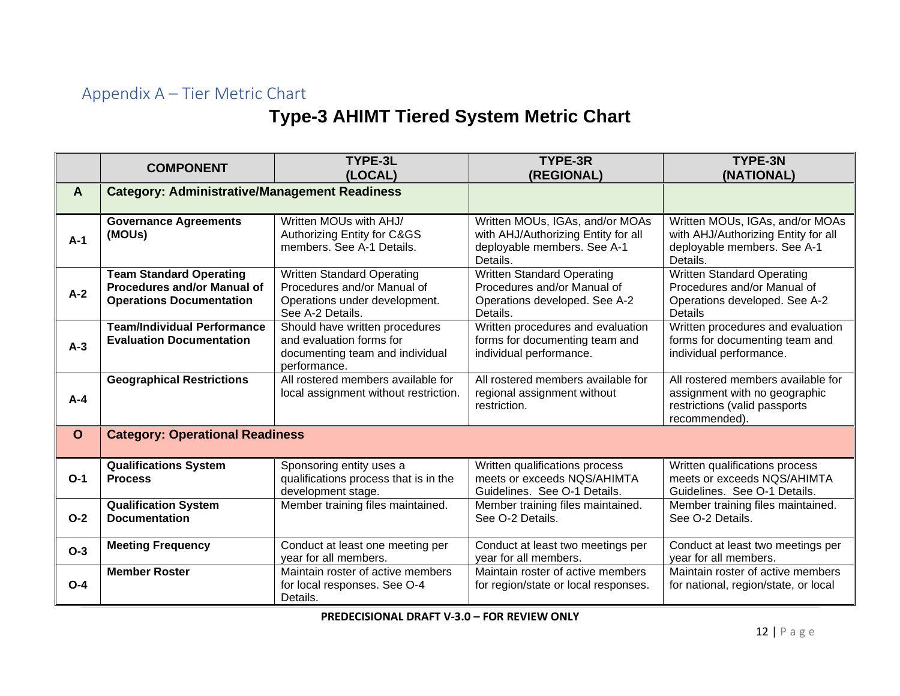## Appendix A – Tier Metric Chart

# Type-3 AHIMT Tiered System Metric Chart

| | COMPONENT | TYPE-3L (LOCAL) | TYPE-3R (REGIONAL) | TYPE-3N (NATIONAL) |
|---|---|---|---|---|
| **A** | **Category: Administrative/Management Readiness** | | | |
| **A-1** | **Governance Agreements (MOUs)** | Written MOUs with AHJ/ Authorizing Entity for C&GS members. See A-1 Details. | Written MOUs, IGAs, and/or MOAs with AHJ/Authorizing Entity for all deployable members. See A-1 Details. | Written MOUs, IGAs, and/or MOAs with AHJ/Authorizing Entity for all deployable members. See A-1 Details. |
| **A-2** | **Team Standard Operating Procedures and/or Manual of Operations Documentation** | Written Standard Operating Procedures and/or Manual of Operations under development. See A-2 Details. | Written Standard Operating Procedures and/or Manual of Operations developed. See A-2 Details. | Written Standard Operating Procedures and/or Manual of Operations developed. See A-2 Details |
| **A-3** | **Team/Individual Performance Evaluation Documentation** | Should have written procedures and evaluation forms for documenting team and individual performance. | Written procedures and evaluation forms for documenting team and individual performance. | Written procedures and evaluation forms for documenting team and individual performance. |
| **A-4** | **Geographical Restrictions** | All rostered members available for local assignment without restriction. | All rostered members available for regional assignment without restriction. | All rostered members available for assignment with no geographic restrictions (valid passports recommended). |
| **O** | **Category: Operational Readiness** | | | |
| **O-1** | **Qualifications System Process** | Sponsoring entity uses a qualifications process that is in the development stage. | Written qualifications process meets or exceeds NQS/AHIMTA Guidelines. See O-1 Details. | Written qualifications process meets or exceeds NQS/AHIMTA Guidelines. See O-1 Details. |
| **O-2** | **Qualification System Documentation** | Member training files maintained. | Member training files maintained. See O-2 Details. | Member training files maintained. See O-2 Details. |
| **O-3** | **Meeting Frequency** | Conduct at least one meeting per year for all members. | Conduct at least two meetings per year for all members. | Conduct at least two meetings per year for all members. |
| **O-4** | **Member Roster** | Maintain roster of active members for local responses. See O-4 Details. | Maintain roster of active members for region/state or local responses. | Maintain roster of active members for national, region/state, or local |

**PREDECISIONAL DRAFT V-3.0 – FOR REVIEW ONLY**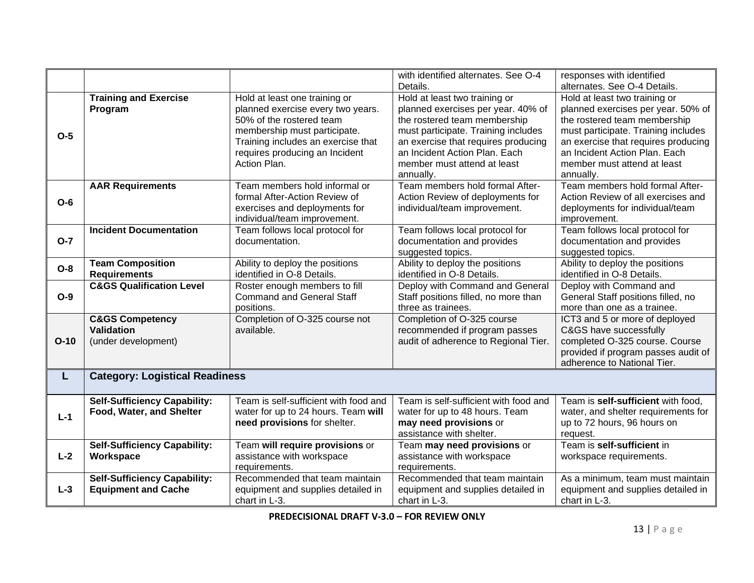| | | | | |
|---|---|---|---|---|
| | | | with identified alternates. See O-4 Details. | responses with identified alternates. See O-4 Details. |
| O-5 | **Training and Exercise Program** | Hold at least one training or planned exercise every two years. 50% of the rostered team membership must participate. Training includes an exercise that requires producing an Incident Action Plan. | Hold at least two training or planned exercises per year. 40% of the rostered team membership must participate. Training includes an exercise that requires producing an Incident Action Plan. Each member must attend at least annually. | Hold at least two training or planned exercises per year. 50% of the rostered team membership must participate. Training includes an exercise that requires producing an Incident Action Plan. Each member must attend at least annually. |
| O-6 | **AAR Requirements** | Team members hold informal or formal After-Action Review of exercises and deployments for individual/team improvement. | Team members hold formal After-Action Review of deployments for individual/team improvement. | Team members hold formal After-Action Review of all exercises and deployments for individual/team improvement. |
| O-7 | **Incident Documentation** | Team follows local protocol for documentation. | Team follows local protocol for documentation and provides suggested topics. | Team follows local protocol for documentation and provides suggested topics. |
| O-8 | **Team Composition Requirements** | Ability to deploy the positions identified in O-8 Details. | Ability to deploy the positions identified in O-8 Details. | Ability to deploy the positions identified in O-8 Details. |
| O-9 | **C&GS Qualification Level** | Roster enough members to fill Command and General Staff positions. | Deploy with Command and General Staff positions filled, no more than three as trainees. | Deploy with Command and General Staff positions filled, no more than one as a trainee. |
| O-10 | **C&GS Competency Validation** (under development) | Completion of O-325 course not available. | Completion of O-325 course recommended if program passes audit of adherence to Regional Tier. | ICT3 and 5 or more of deployed C&GS have successfully completed O-325 course. Course provided if program passes audit of adherence to National Tier. |
| **L** | **Category: Logistical Readiness** | | | |
| L-1 | **Self-Sufficiency Capability: Food, Water, and Shelter** | Team is self-sufficient with food and water for up to 24 hours. Team **will need provisions** for shelter. | Team is self-sufficient with food and water for up to 48 hours. Team **may need provisions** or assistance with shelter. | Team is **self-sufficient** with food, water, and shelter requirements for up to 72 hours, 96 hours on request. |
| L-2 | **Self-Sufficiency Capability: Workspace** | Team **will require provisions** or assistance with workspace requirements. | Team **may need provisions** or assistance with workspace requirements. | Team is **self-sufficient** in workspace requirements. |
| L-3 | **Self-Sufficiency Capability: Equipment and Cache** | Recommended that team maintain equipment and supplies detailed in chart in L-3. | Recommended that team maintain equipment and supplies detailed in chart in L-3. | As a minimum, team must maintain equipment and supplies detailed in chart in L-3. |

**PREDECISIONAL DRAFT V-3.0 – FOR REVIEW ONLY**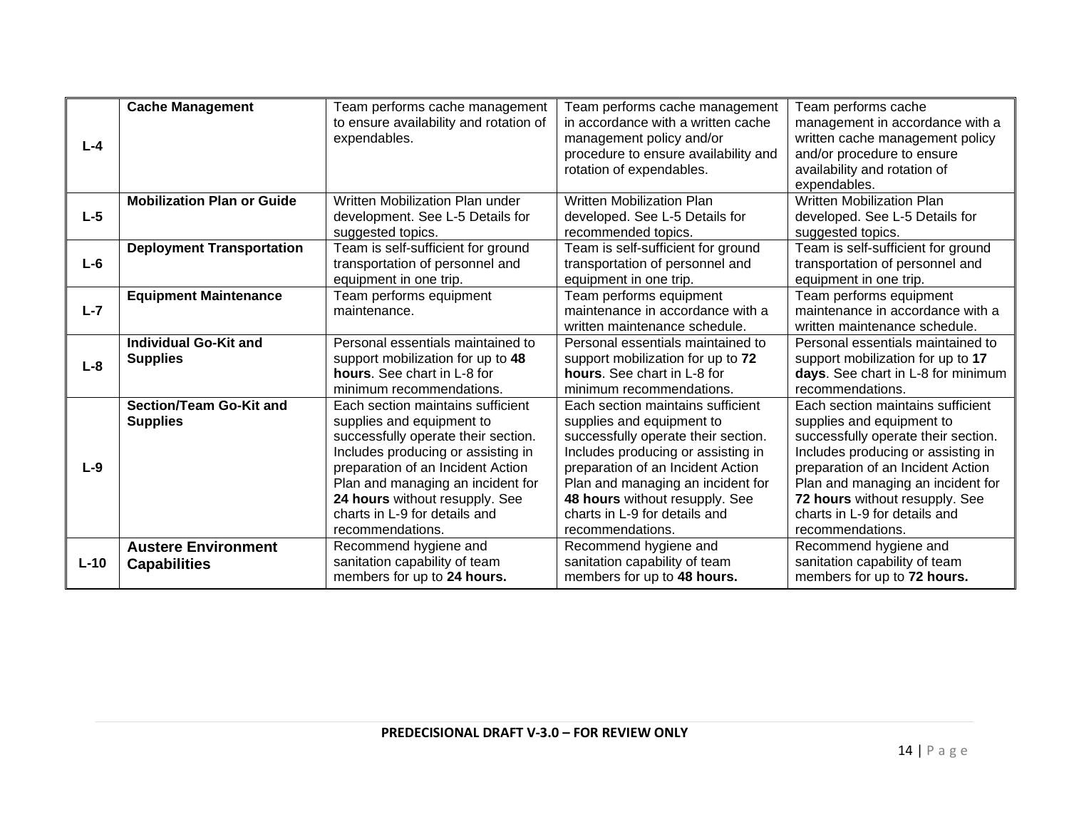| | | | | |
|---|---|---|---|---|
| **L-4** | **Cache Management** | Team performs cache management to ensure availability and rotation of expendables. | Team performs cache management in accordance with a written cache management policy and/or procedure to ensure availability and rotation of expendables. | Team performs cache management in accordance with a written cache management policy and/or procedure to ensure availability and rotation of expendables. |
| **L-5** | **Mobilization Plan or Guide** | Written Mobilization Plan under development. See L-5 Details for suggested topics. | Written Mobilization Plan developed. See L-5 Details for recommended topics. | Written Mobilization Plan developed. See L-5 Details for suggested topics. |
| **L-6** | **Deployment Transportation** | Team is self-sufficient for ground transportation of personnel and equipment in one trip. | Team is self-sufficient for ground transportation of personnel and equipment in one trip. | Team is self-sufficient for ground transportation of personnel and equipment in one trip. |
| **L-7** | **Equipment Maintenance** | Team performs equipment maintenance. | Team performs equipment maintenance in accordance with a written maintenance schedule. | Team performs equipment maintenance in accordance with a written maintenance schedule. |
| **L-8** | **Individual Go-Kit and Supplies** | Personal essentials maintained to support mobilization for up to **48 hours**. See chart in L-8 for minimum recommendations. | Personal essentials maintained to support mobilization for up to **72 hours**. See chart in L-8 for minimum recommendations. | Personal essentials maintained to support mobilization for up to **17 days**. See chart in L-8 for minimum recommendations. |
| **L-9** | **Section/Team Go-Kit and Supplies** | Each section maintains sufficient supplies and equipment to successfully operate their section. Includes producing or assisting in preparation of an Incident Action Plan and managing an incident for **24 hours** without resupply. See charts in L-9 for details and recommendations. | Each section maintains sufficient supplies and equipment to successfully operate their section. Includes producing or assisting in preparation of an Incident Action Plan and managing an incident for **48 hours** without resupply. See charts in L-9 for details and recommendations. | Each section maintains sufficient supplies and equipment to successfully operate their section. Includes producing or assisting in preparation of an Incident Action Plan and managing an incident for **72 hours** without resupply. See charts in L-9 for details and recommendations. |
| **L-10** | **Austere Environment Capabilities** | Recommend hygiene and sanitation capability of team members for up to **24 hours.** | Recommend hygiene and sanitation capability of team members for up to **48 hours.** | Recommend hygiene and sanitation capability of team members for up to **72 hours.** |

**PREDECISIONAL DRAFT V-3.0 – FOR REVIEW ONLY**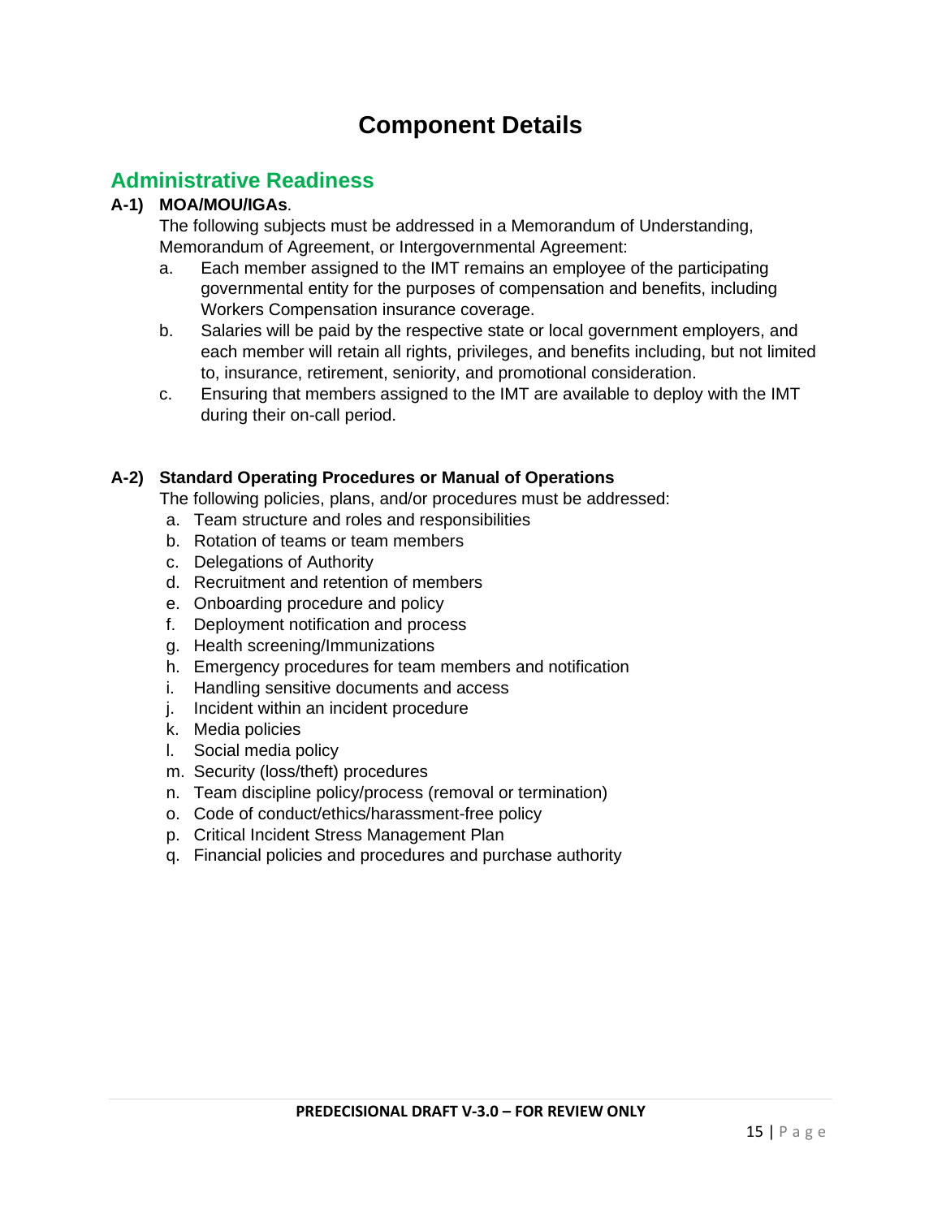# Component Details

## Administrative Readiness

**A-1) MOA/MOU/IGAs**.

The following subjects must be addressed in a Memorandum of Understanding, Memorandum of Agreement, or Intergovernmental Agreement:

a. Each member assigned to the IMT remains an employee of the participating governmental entity for the purposes of compensation and benefits, including Workers Compensation insurance coverage.

b. Salaries will be paid by the respective state or local government employers, and each member will retain all rights, privileges, and benefits including, but not limited to, insurance, retirement, seniority, and promotional consideration.

c. Ensuring that members assigned to the IMT are available to deploy with the IMT during their on-call period.

**A-2) Standard Operating Procedures or Manual of Operations**

The following policies, plans, and/or procedures must be addressed:

a. Team structure and roles and responsibilities
b. Rotation of teams or team members
c. Delegations of Authority
d. Recruitment and retention of members
e. Onboarding procedure and policy
f. Deployment notification and process
g. Health screening/Immunizations
h. Emergency procedures for team members and notification
i. Handling sensitive documents and access
j. Incident within an incident procedure
k. Media policies
l. Social media policy
m. Security (loss/theft) procedures
n. Team discipline policy/process (removal or termination)
o. Code of conduct/ethics/harassment-free policy
p. Critical Incident Stress Management Plan
q. Financial policies and procedures and purchase authority

**PREDECISIONAL DRAFT V-3.0 – FOR REVIEW ONLY**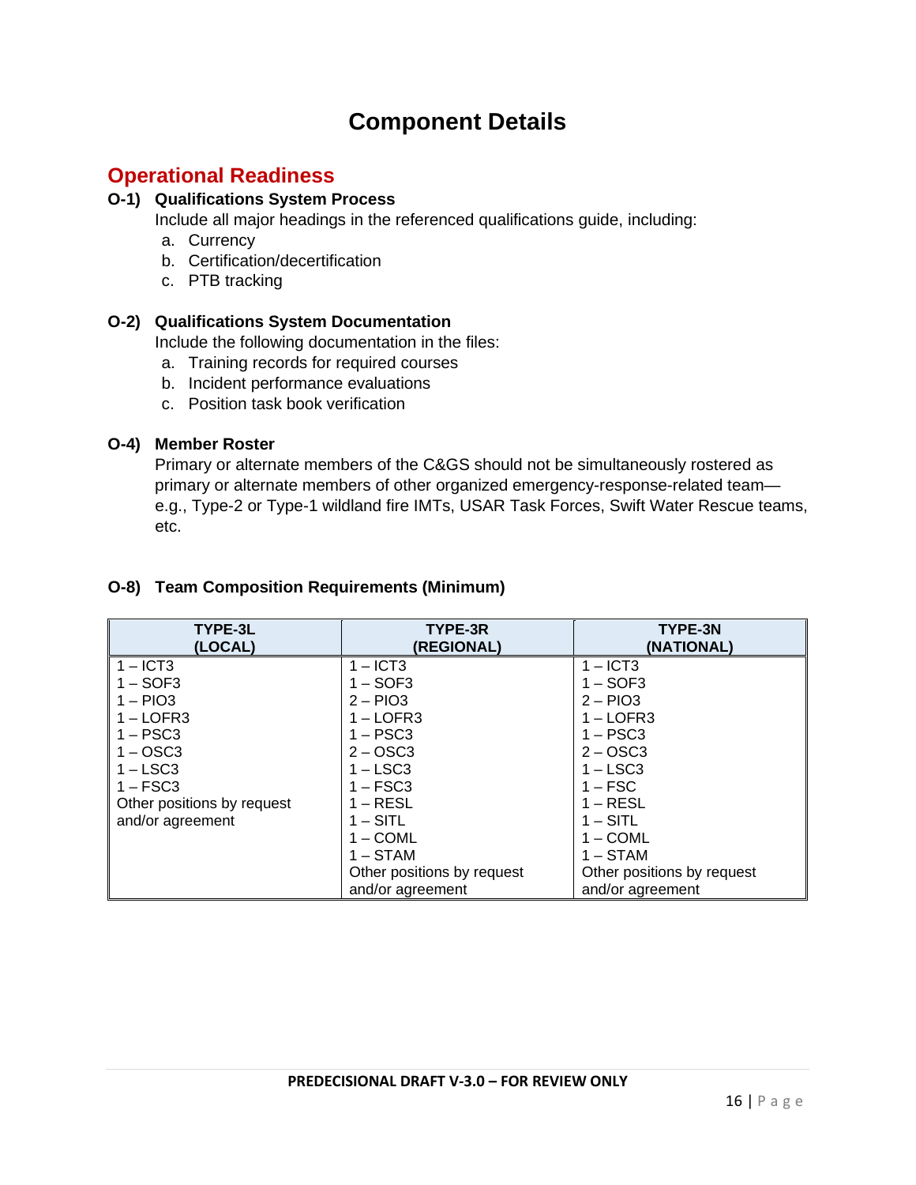# Component Details

## Operational Readiness

### O-1) Qualifications System Process

Include all major headings in the referenced qualifications guide, including:

a. Currency
b. Certification/decertification
c. PTB tracking

### O-2) Qualifications System Documentation

Include the following documentation in the files:

a. Training records for required courses
b. Incident performance evaluations
c. Position task book verification

### O-4) Member Roster

Primary or alternate members of the C&GS should not be simultaneously rostered as primary or alternate members of other organized emergency-response-related team—e.g., Type-2 or Type-1 wildland fire IMTs, USAR Task Forces, Swift Water Rescue teams, etc.

### O-8) Team Composition Requirements (Minimum)

| TYPE-3L (LOCAL) | TYPE-3R (REGIONAL) | TYPE-3N (NATIONAL) |
|---|---|---|
| 1 – ICT3 | 1 – ICT3 | 1 – ICT3 |
| 1 – SOF3 | 1 – SOF3 | 1 – SOF3 |
| 1 – PIO3 | 2 – PIO3 | 2 – PIO3 |
| 1 – LOFR3 | 1 – LOFR3 | 1 – LOFR3 |
| 1 – PSC3 | 1 – PSC3 | 1 – PSC3 |
| 1 – OSC3 | 2 – OSC3 | 2 – OSC3 |
| 1 – LSC3 | 1 – LSC3 | 1 – LSC3 |
| 1 – FSC3 | 1 – FSC3 | 1 – FSC |
| Other positions by request and/or agreement | 1 – RESL | 1 – RESL |
| | 1 – SITL | 1 – SITL |
| | 1 – COML | 1 – COML |
| | 1 – STAM | 1 – STAM |
| | Other positions by request and/or agreement | Other positions by request and/or agreement |

PREDECISIONAL DRAFT V-3.0 – FOR REVIEW ONLY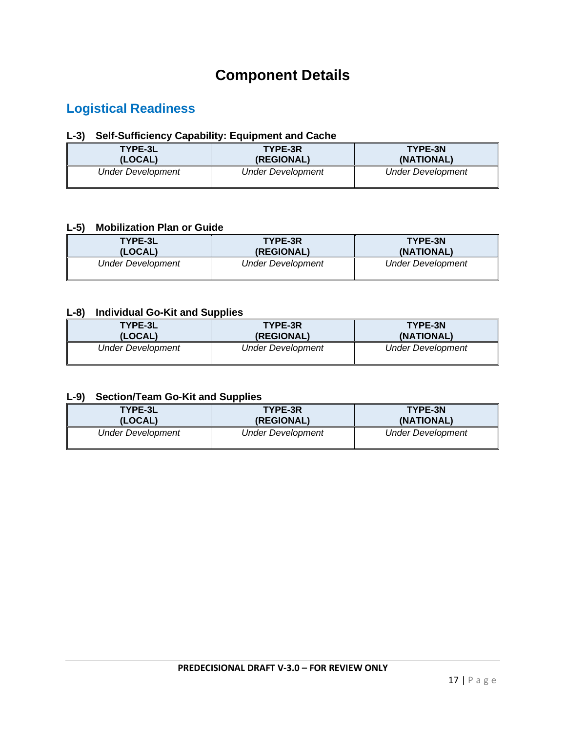# Component Details

## Logistical Readiness

### L-3) Self-Sufficiency Capability: Equipment and Cache

| TYPE-3L (LOCAL) | TYPE-3R (REGIONAL) | TYPE-3N (NATIONAL) |
|---|---|---|
| *Under Development* | *Under Development* | *Under Development* |

### L-5) Mobilization Plan or Guide

| TYPE-3L (LOCAL) | TYPE-3R (REGIONAL) | TYPE-3N (NATIONAL) |
|---|---|---|
| *Under Development* | *Under Development* | *Under Development* |

### L-8) Individual Go-Kit and Supplies

| TYPE-3L (LOCAL) | TYPE-3R (REGIONAL) | TYPE-3N (NATIONAL) |
|---|---|---|
| *Under Development* | *Under Development* | *Under Development* |

### L-9) Section/Team Go-Kit and Supplies

| TYPE-3L (LOCAL) | TYPE-3R (REGIONAL) | TYPE-3N (NATIONAL) |
|---|---|---|
| *Under Development* | *Under Development* | *Under Development* |